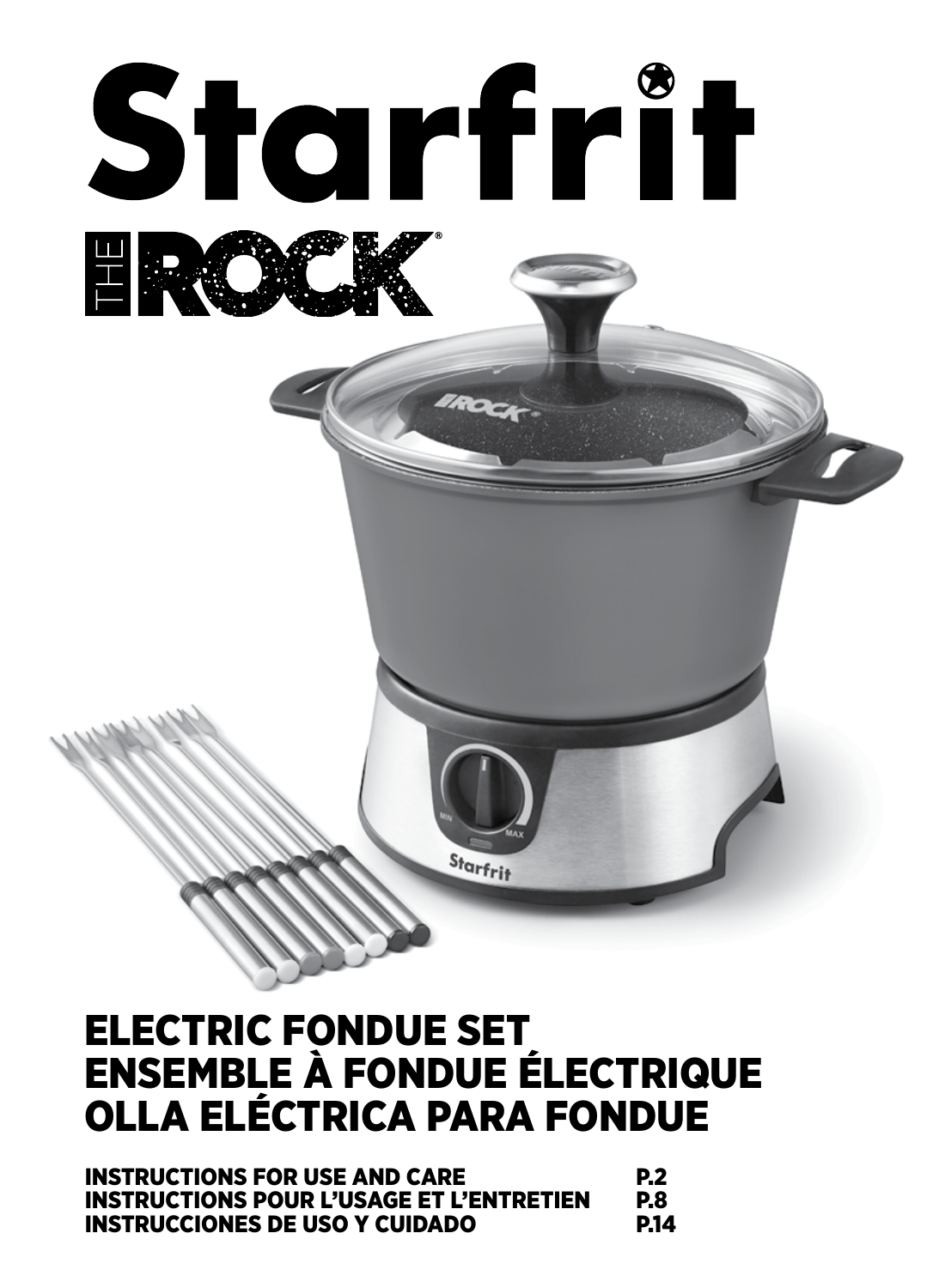# Starfrit

THE ROCK®

# ELECTRIC FONDUE SET
# ENSEMBLE À FONDUE ÉLECTRIQUE
# OLLA ELÉCTRICA PARA FONDUE

**INSTRUCTIONS FOR USE AND CARE** **P.2**
**INSTRUCTIONS POUR L'USAGE ET L'ENTRETIEN** **P.8**
**INSTRUCCIONES DE USO Y CUIDADO** **P.14**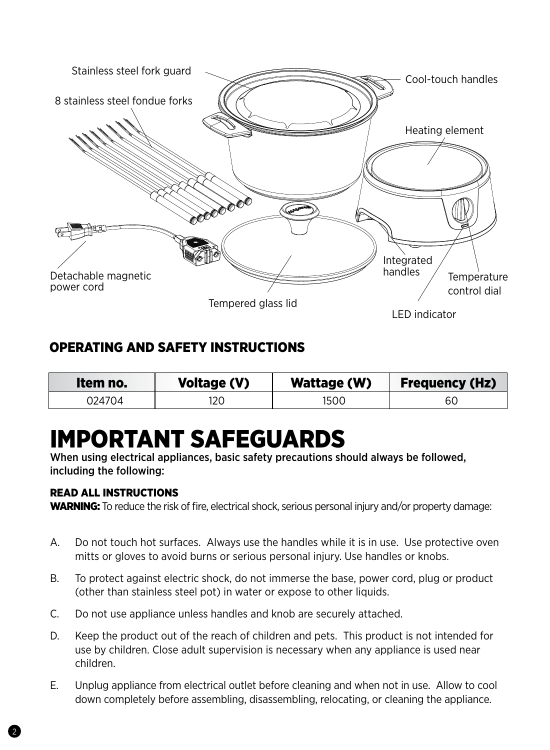Stainless steel fork guard

8 stainless steel fondue forks

Cool-touch handles

Heating element

Detachable magnetic power cord

Tempered glass lid

Integrated handles

Temperature control dial

LED indicator

## OPERATING AND SAFETY INSTRUCTIONS

| Item no. | Voltage (V) | Wattage (W) | Frequency (Hz) |
|---|---|---|---|
| 024704 | 120 | 1500 | 60 |

# IMPORTANT SAFEGUARDS

**When using electrical appliances, basic safety precautions should always be followed, including the following:**

### READ ALL INSTRUCTIONS

**WARNING:** To reduce the risk of fire, electrical shock, serious personal injury and/or property damage:

A. Do not touch hot surfaces. Always use the handles while it is in use. Use protective oven mitts or gloves to avoid burns or serious personal injury. Use handles or knobs.

B. To protect against electric shock, do not immerse the base, power cord, plug or product (other than stainless steel pot) in water or expose to other liquids.

C. Do not use appliance unless handles and knob are securely attached.

D. Keep the product out of the reach of children and pets. This product is not intended for use by children. Close adult supervision is necessary when any appliance is used near children.

E. Unplug appliance from electrical outlet before cleaning and when not in use. Allow to cool down completely before assembling, disassembling, relocating, or cleaning the appliance.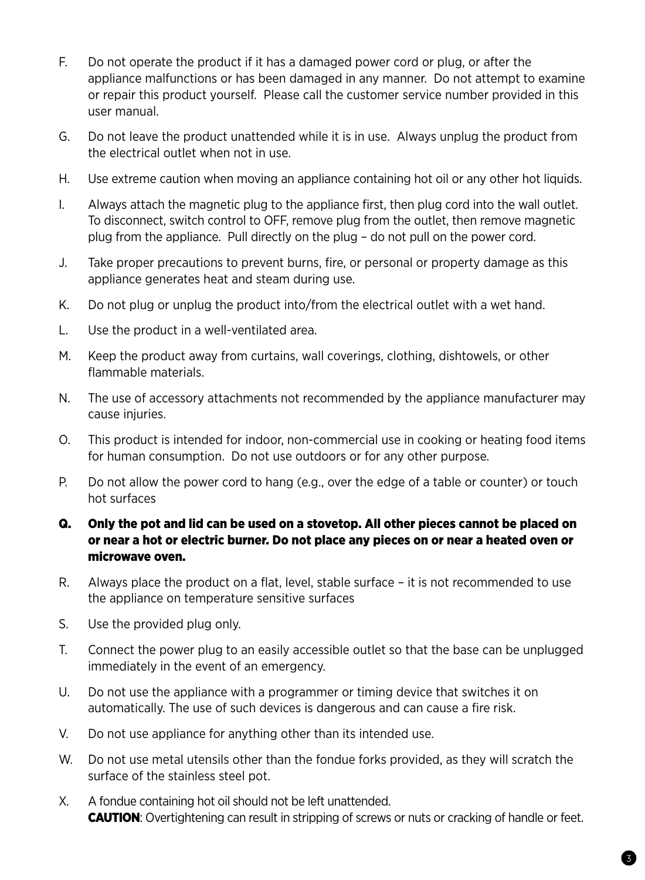F. Do not operate the product if it has a damaged power cord or plug, or after the appliance malfunctions or has been damaged in any manner. Do not attempt to examine or repair this product yourself. Please call the customer service number provided in this user manual.

G. Do not leave the product unattended while it is in use. Always unplug the product from the electrical outlet when not in use.

H. Use extreme caution when moving an appliance containing hot oil or any other hot liquids.

I. Always attach the magnetic plug to the appliance first, then plug cord into the wall outlet. To disconnect, switch control to OFF, remove plug from the outlet, then remove magnetic plug from the appliance. Pull directly on the plug – do not pull on the power cord.

J. Take proper precautions to prevent burns, fire, or personal or property damage as this appliance generates heat and steam during use.

K. Do not plug or unplug the product into/from the electrical outlet with a wet hand.

L. Use the product in a well-ventilated area.

M. Keep the product away from curtains, wall coverings, clothing, dishtowels, or other flammable materials.

N. The use of accessory attachments not recommended by the appliance manufacturer may cause injuries.

O. This product is intended for indoor, non-commercial use in cooking or heating food items for human consumption. Do not use outdoors or for any other purpose.

P. Do not allow the power cord to hang (e.g., over the edge of a table or counter) or touch hot surfaces

**Q. Only the pot and lid can be used on a stovetop. All other pieces cannot be placed on or near a hot or electric burner. Do not place any pieces on or near a heated oven or microwave oven.**

R. Always place the product on a flat, level, stable surface – it is not recommended to use the appliance on temperature sensitive surfaces

S. Use the provided plug only.

T. Connect the power plug to an easily accessible outlet so that the base can be unplugged immediately in the event of an emergency.

U. Do not use the appliance with a programmer or timing device that switches it on automatically. The use of such devices is dangerous and can cause a fire risk.

V. Do not use appliance for anything other than its intended use.

W. Do not use metal utensils other than the fondue forks provided, as they will scratch the surface of the stainless steel pot.

X. A fondue containing hot oil should not be left unattended.
**CAUTION**: Overtightening can result in stripping of screws or nuts or cracking of handle or feet.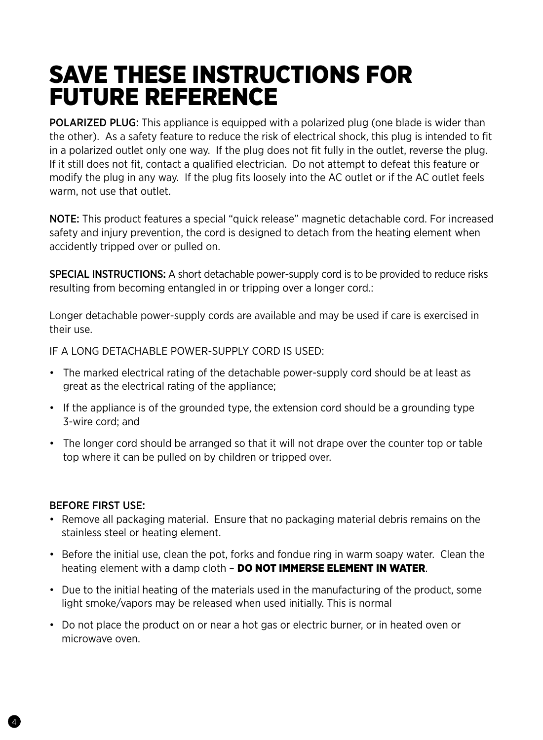# SAVE THESE INSTRUCTIONS FOR FUTURE REFERENCE

**POLARIZED PLUG:** This appliance is equipped with a polarized plug (one blade is wider than the other). As a safety feature to reduce the risk of electrical shock, this plug is intended to fit in a polarized outlet only one way. If the plug does not fit fully in the outlet, reverse the plug. If it still does not fit, contact a qualified electrician. Do not attempt to defeat this feature or modify the plug in any way. If the plug fits loosely into the AC outlet or if the AC outlet feels warm, not use that outlet.

**NOTE:** This product features a special "quick release" magnetic detachable cord. For increased safety and injury prevention, the cord is designed to detach from the heating element when accidently tripped over or pulled on.

**SPECIAL INSTRUCTIONS:** A short detachable power-supply cord is to be provided to reduce risks resulting from becoming entangled in or tripping over a longer cord.:

Longer detachable power-supply cords are available and may be used if care is exercised in their use.

IF A LONG DETACHABLE POWER-SUPPLY CORD IS USED:

- The marked electrical rating of the detachable power-supply cord should be at least as great as the electrical rating of the appliance;
- If the appliance is of the grounded type, the extension cord should be a grounding type 3-wire cord; and
- The longer cord should be arranged so that it will not drape over the counter top or table top where it can be pulled on by children or tripped over.

**BEFORE FIRST USE:**

- Remove all packaging material. Ensure that no packaging material debris remains on the stainless steel or heating element.
- Before the initial use, clean the pot, forks and fondue ring in warm soapy water. Clean the heating element with a damp cloth – **DO NOT IMMERSE ELEMENT IN WATER**.
- Due to the initial heating of the materials used in the manufacturing of the product, some light smoke/vapors may be released when used initially. This is normal
- Do not place the product on or near a hot gas or electric burner, or in heated oven or microwave oven.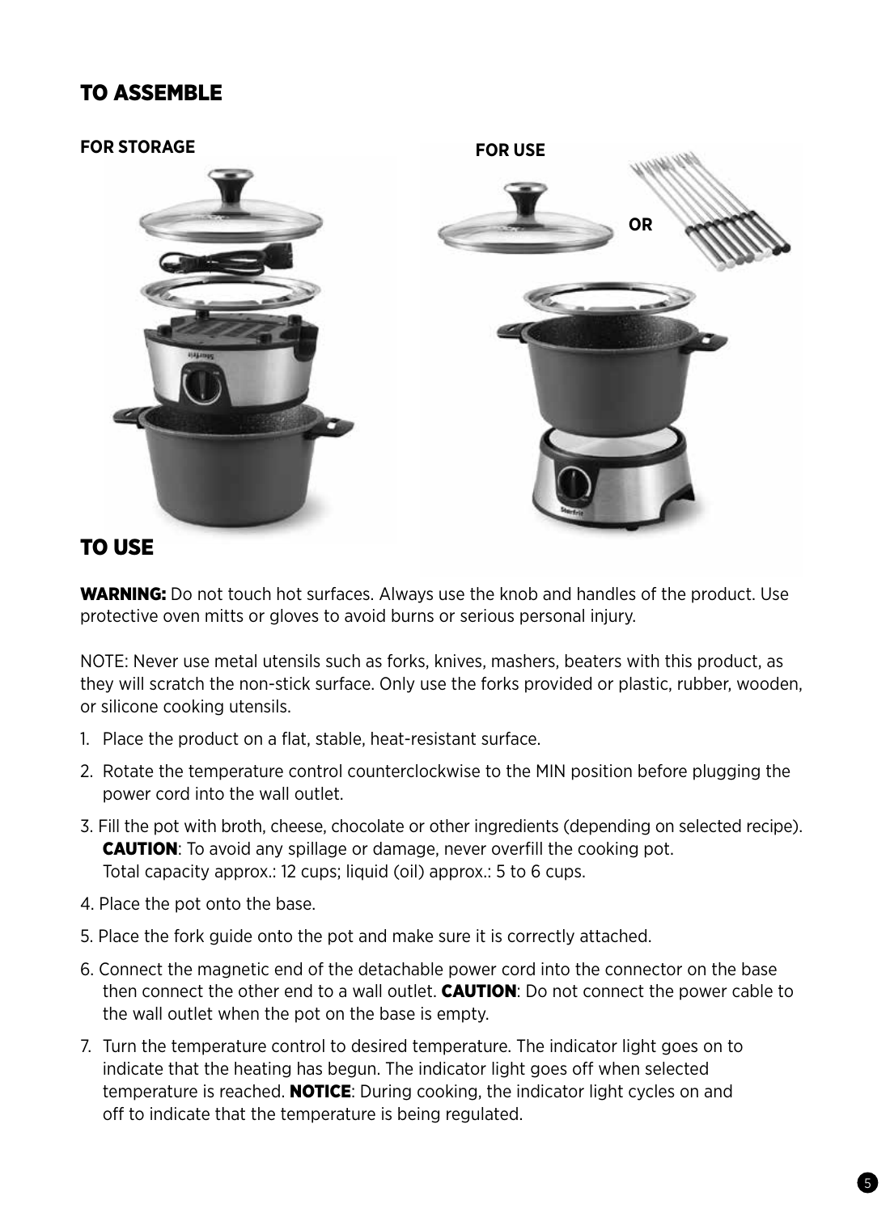## TO ASSEMBLE

**FOR STORAGE**

**FOR USE**

**OR**

## TO USE

**WARNING:** Do not touch hot surfaces. Always use the knob and handles of the product. Use protective oven mitts or gloves to avoid burns or serious personal injury.

NOTE: Never use metal utensils such as forks, knives, mashers, beaters with this product, as they will scratch the non-stick surface. Only use the forks provided or plastic, rubber, wooden, or silicone cooking utensils.

1. Place the product on a flat, stable, heat-resistant surface.
2. Rotate the temperature control counterclockwise to the MIN position before plugging the power cord into the wall outlet.
3. Fill the pot with broth, cheese, chocolate or other ingredients (depending on selected recipe). **CAUTION**: To avoid any spillage or damage, never overfill the cooking pot. Total capacity approx.: 12 cups; liquid (oil) approx.: 5 to 6 cups.
4. Place the pot onto the base.
5. Place the fork guide onto the pot and make sure it is correctly attached.
6. Connect the magnetic end of the detachable power cord into the connector on the base then connect the other end to a wall outlet. **CAUTION**: Do not connect the power cable to the wall outlet when the pot on the base is empty.
7. Turn the temperature control to desired temperature. The indicator light goes on to indicate that the heating has begun. The indicator light goes off when selected temperature is reached. **NOTICE**: During cooking, the indicator light cycles on and off to indicate that the temperature is being regulated.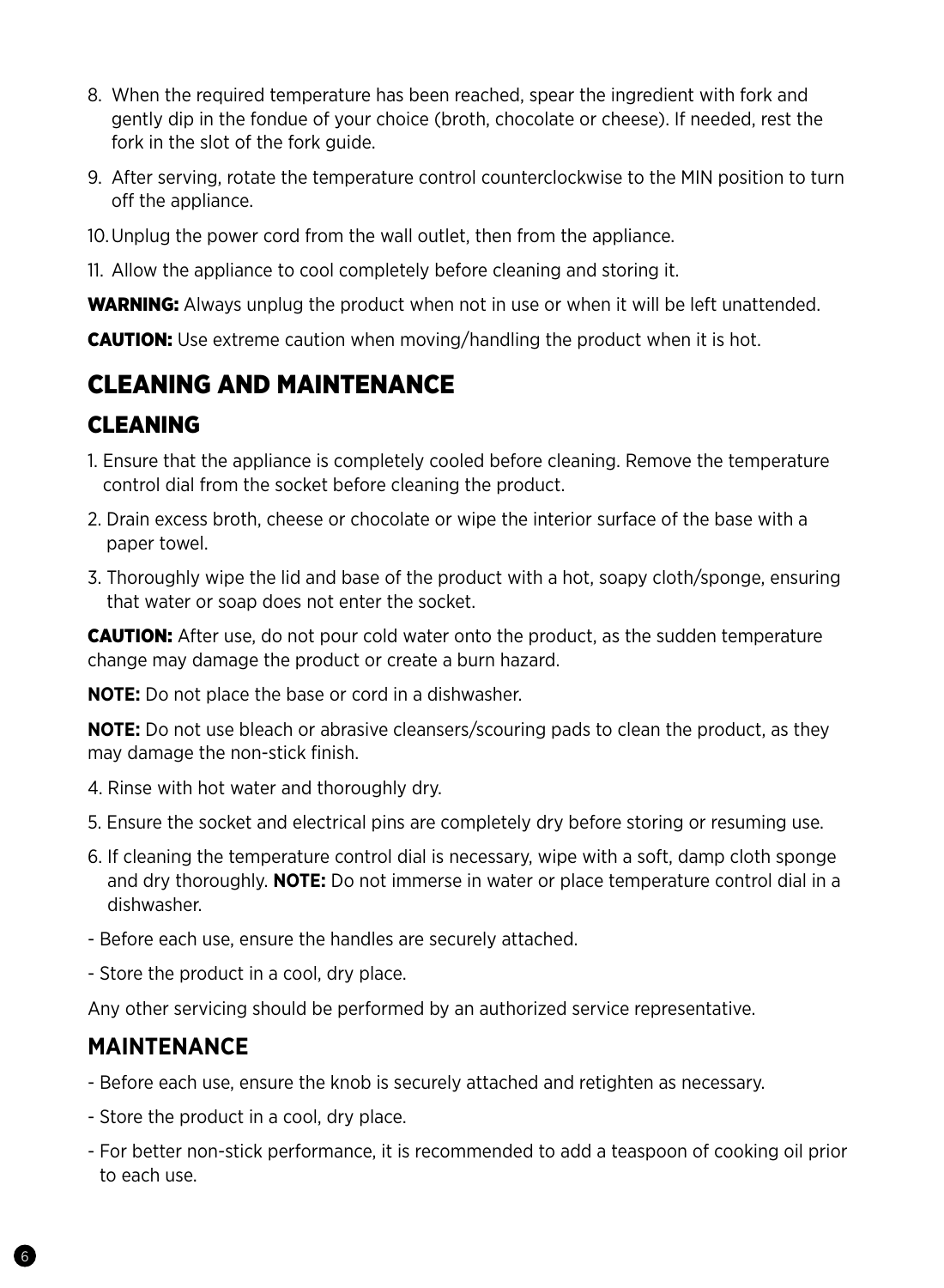8. When the required temperature has been reached, spear the ingredient with fork and gently dip in the fondue of your choice (broth, chocolate or cheese). If needed, rest the fork in the slot of the fork guide.
9. After serving, rotate the temperature control counterclockwise to the MIN position to turn off the appliance.
10. Unplug the power cord from the wall outlet, then from the appliance.
11. Allow the appliance to cool completely before cleaning and storing it.

**WARNING:** Always unplug the product when not in use or when it will be left unattended.

**CAUTION:** Use extreme caution when moving/handling the product when it is hot.

# CLEANING AND MAINTENANCE

## CLEANING

1. Ensure that the appliance is completely cooled before cleaning. Remove the temperature control dial from the socket before cleaning the product.
2. Drain excess broth, cheese or chocolate or wipe the interior surface of the base with a paper towel.
3. Thoroughly wipe the lid and base of the product with a hot, soapy cloth/sponge, ensuring that water or soap does not enter the socket.

**CAUTION:** After use, do not pour cold water onto the product, as the sudden temperature change may damage the product or create a burn hazard.

**NOTE:** Do not place the base or cord in a dishwasher.

**NOTE:** Do not use bleach or abrasive cleansers/scouring pads to clean the product, as they may damage the non-stick finish.

4. Rinse with hot water and thoroughly dry.
5. Ensure the socket and electrical pins are completely dry before storing or resuming use.
6. If cleaning the temperature control dial is necessary, wipe with a soft, damp cloth sponge and dry thoroughly. **NOTE:** Do not immerse in water or place temperature control dial in a dishwasher.

- Before each use, ensure the handles are securely attached.
- Store the product in a cool, dry place.

Any other servicing should be performed by an authorized service representative.

## MAINTENANCE

- Before each use, ensure the knob is securely attached and retighten as necessary.
- Store the product in a cool, dry place.
- For better non-stick performance, it is recommended to add a teaspoon of cooking oil prior to each use.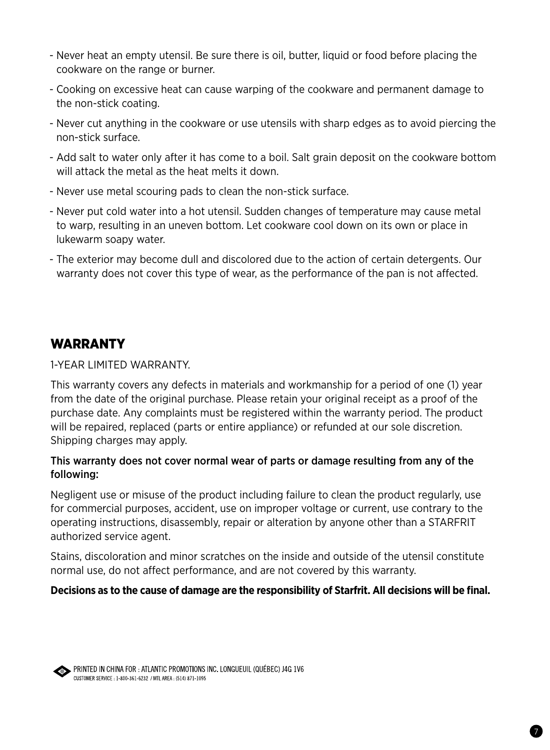- Never heat an empty utensil. Be sure there is oil, butter, liquid or food before placing the cookware on the range or burner.
- Cooking on excessive heat can cause warping of the cookware and permanent damage to the non-stick coating.
- Never cut anything in the cookware or use utensils with sharp edges as to avoid piercing the non-stick surface.
- Add salt to water only after it has come to a boil. Salt grain deposit on the cookware bottom will attack the metal as the heat melts it down.
- Never use metal scouring pads to clean the non-stick surface.
- Never put cold water into a hot utensil. Sudden changes of temperature may cause metal to warp, resulting in an uneven bottom. Let cookware cool down on its own or place in lukewarm soapy water.
- The exterior may become dull and discolored due to the action of certain detergents. Our warranty does not cover this type of wear, as the performance of the pan is not affected.

## WARRANTY

1-YEAR LIMITED WARRANTY.

This warranty covers any defects in materials and workmanship for a period of one (1) year from the date of the original purchase. Please retain your original receipt as a proof of the purchase date. Any complaints must be registered within the warranty period. The product will be repaired, replaced (parts or entire appliance) or refunded at our sole discretion. Shipping charges may apply.

This warranty does not cover normal wear of parts or damage resulting from any of the following:

Negligent use or misuse of the product including failure to clean the product regularly, use for commercial purposes, accident, use on improper voltage or current, use contrary to the operating instructions, disassembly, repair or alteration by anyone other than a STARFRIT authorized service agent.

Stains, discoloration and minor scratches on the inside and outside of the utensil constitute normal use, do not affect performance, and are not covered by this warranty.

**Decisions as to the cause of damage are the responsibility of Starfrit. All decisions will be final.**

PRINTED IN CHINA FOR : ATLANTIC PROMOTIONS INC. LONGUEUIL (QUÉBEC) J4G 1V6
CUSTOMER SERVICE : 1-800-361-6232 / MTL AREA : (514) 871-1095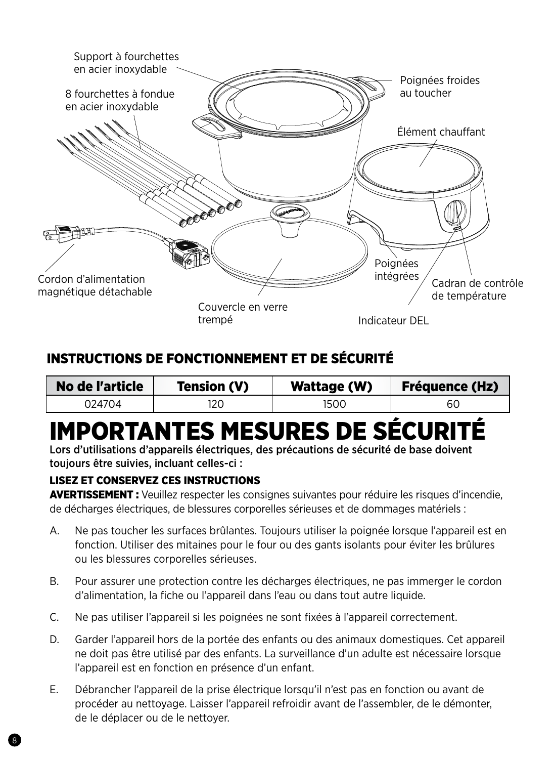Support à fourchettes en acier inoxydable

8 fourchettes à fondue en acier inoxydable

Poignées froides au toucher

Élément chauffant

Cordon d'alimentation magnétique détachable

Couvercle en verre trempé

Poignées intégrées

Cadran de contrôle de température

Indicateur DEL

## INSTRUCTIONS DE FONCTIONNEMENT ET DE SÉCURITÉ

| No de l'article | Tension (V) | Wattage (W) | Fréquence (Hz) |
|---|---|---|---|
| 024704 | 120 | 1500 | 60 |

# IMPORTANTES MESURES DE SÉCURITÉ

**Lors d'utilisations d'appareils électriques, des précautions de sécurité de base doivent toujours être suivies, incluant celles-ci :**

### LISEZ ET CONSERVEZ CES INSTRUCTIONS

**AVERTISSEMENT :** Veuillez respecter les consignes suivantes pour réduire les risques d'incendie, de décharges électriques, de blessures corporelles sérieuses et de dommages matériels :

A. Ne pas toucher les surfaces brûlantes. Toujours utiliser la poignée lorsque l'appareil est en fonction. Utiliser des mitaines pour le four ou des gants isolants pour éviter les brûlures ou les blessures corporelles sérieuses.

B. Pour assurer une protection contre les décharges électriques, ne pas immerger le cordon d'alimentation, la fiche ou l'appareil dans l'eau ou dans tout autre liquide.

C. Ne pas utiliser l'appareil si les poignées ne sont fixées à l'appareil correctement.

D. Garder l'appareil hors de la portée des enfants ou des animaux domestiques. Cet appareil ne doit pas être utilisé par des enfants. La surveillance d'un adulte est nécessaire lorsque l'appareil est en fonction en présence d'un enfant.

E. Débrancher l'appareil de la prise électrique lorsqu'il n'est pas en fonction ou avant de procéder au nettoyage. Laisser l'appareil refroidir avant de l'assembler, de le démonter, de le déplacer ou de le nettoyer.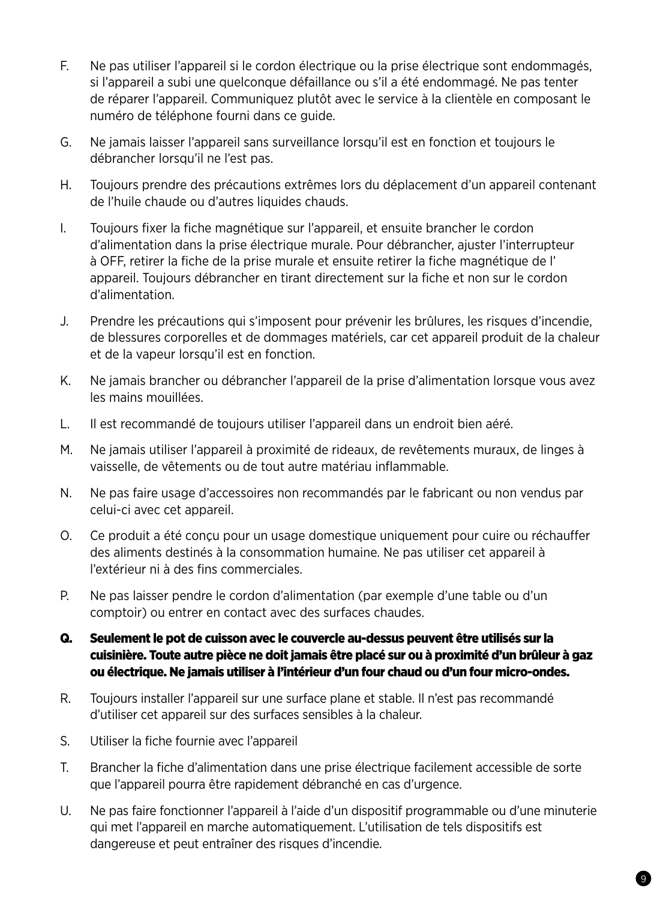F. Ne pas utiliser l'appareil si le cordon électrique ou la prise électrique sont endommagés, si l'appareil a subi une quelconque défaillance ou s'il a été endommagé. Ne pas tenter de réparer l'appareil. Communiquez plutôt avec le service à la clientèle en composant le numéro de téléphone fourni dans ce guide.

G. Ne jamais laisser l'appareil sans surveillance lorsqu'il est en fonction et toujours le débrancher lorsqu'il ne l'est pas.

H. Toujours prendre des précautions extrêmes lors du déplacement d'un appareil contenant de l'huile chaude ou d'autres liquides chauds.

I. Toujours fixer la fiche magnétique sur l'appareil, et ensuite brancher le cordon d'alimentation dans la prise électrique murale. Pour débrancher, ajuster l'interrupteur à OFF, retirer la fiche de la prise murale et ensuite retirer la fiche magnétique de l' appareil. Toujours débrancher en tirant directement sur la fiche et non sur le cordon d'alimentation.

J. Prendre les précautions qui s'imposent pour prévenir les brûlures, les risques d'incendie, de blessures corporelles et de dommages matériels, car cet appareil produit de la chaleur et de la vapeur lorsqu'il est en fonction.

K. Ne jamais brancher ou débrancher l'appareil de la prise d'alimentation lorsque vous avez les mains mouillées.

L. Il est recommandé de toujours utiliser l'appareil dans un endroit bien aéré.

M. Ne jamais utiliser l'appareil à proximité de rideaux, de revêtements muraux, de linges à vaisselle, de vêtements ou de tout autre matériau inflammable.

N. Ne pas faire usage d'accessoires non recommandés par le fabricant ou non vendus par celui-ci avec cet appareil.

O. Ce produit a été conçu pour un usage domestique uniquement pour cuire ou réchauffer des aliments destinés à la consommation humaine. Ne pas utiliser cet appareil à l'extérieur ni à des fins commerciales.

P. Ne pas laisser pendre le cordon d'alimentation (par exemple d'une table ou d'un comptoir) ou entrer en contact avec des surfaces chaudes.

**Q. Seulement le pot de cuisson avec le couvercle au-dessus peuvent être utilisés sur la cuisinière. Toute autre pièce ne doit jamais être placé sur ou à proximité d'un brûleur à gaz ou électrique. Ne jamais utiliser à l'intérieur d'un four chaud ou d'un four micro-ondes.**

R. Toujours installer l'appareil sur une surface plane et stable. Il n'est pas recommandé d'utiliser cet appareil sur des surfaces sensibles à la chaleur.

S. Utiliser la fiche fournie avec l'appareil

T. Brancher la fiche d'alimentation dans une prise électrique facilement accessible de sorte que l'appareil pourra être rapidement débranché en cas d'urgence.

U. Ne pas faire fonctionner l'appareil à l'aide d'un dispositif programmable ou d'une minuterie qui met l'appareil en marche automatiquement. L'utilisation de tels dispositifs est dangereuse et peut entraîner des risques d'incendie.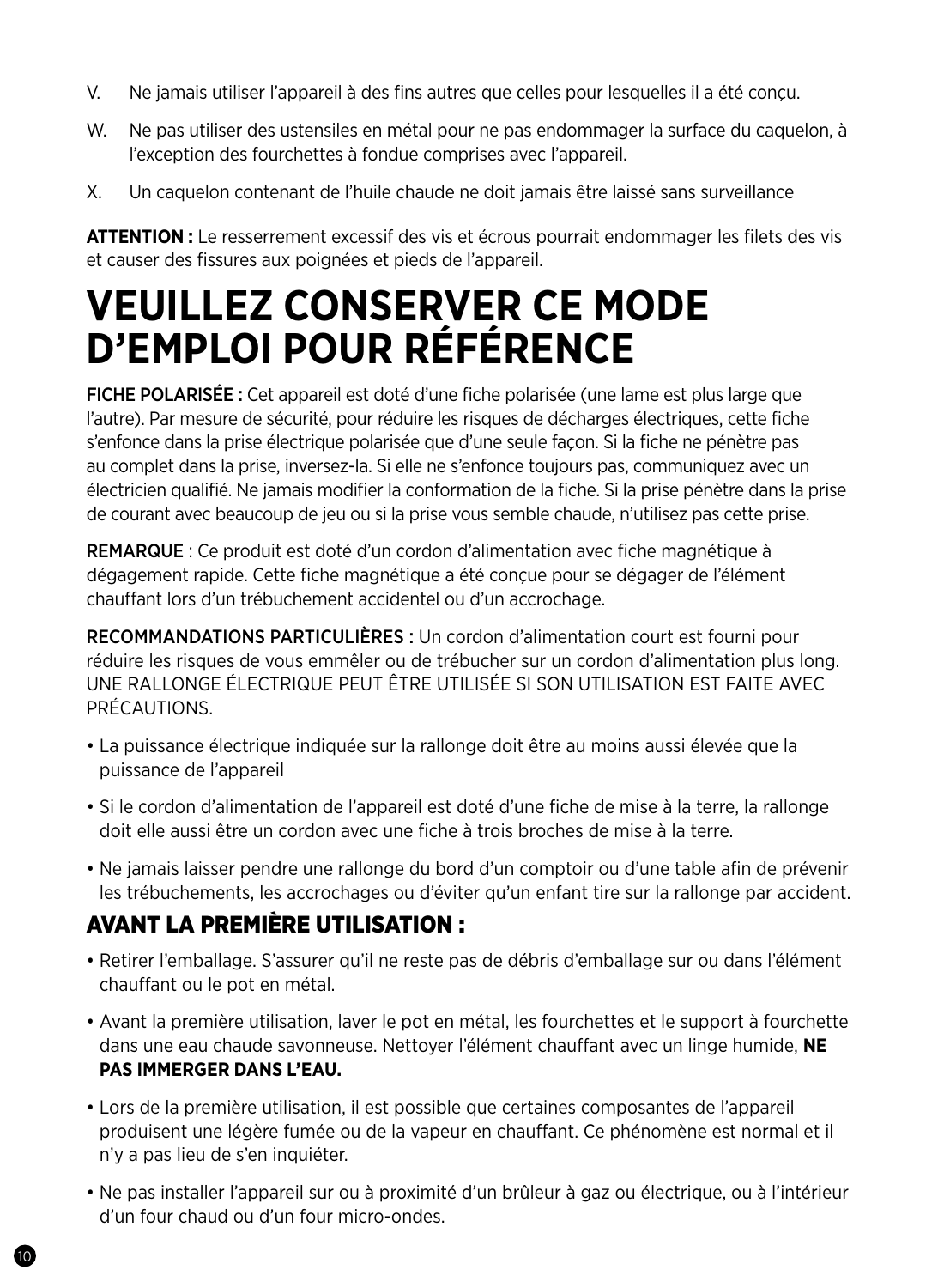V. Ne jamais utiliser l'appareil à des fins autres que celles pour lesquelles il a été conçu.

W. Ne pas utiliser des ustensiles en métal pour ne pas endommager la surface du caquelon, à l'exception des fourchettes à fondue comprises avec l'appareil.

X. Un caquelon contenant de l'huile chaude ne doit jamais être laissé sans surveillance

**ATTENTION :** Le resserrement excessif des vis et écrous pourrait endommager les filets des vis et causer des fissures aux poignées et pieds de l'appareil.

# VEUILLEZ CONSERVER CE MODE D'EMPLOI POUR RÉFÉRENCE

FICHE POLARISÉE : Cet appareil est doté d'une fiche polarisée (une lame est plus large que l'autre). Par mesure de sécurité, pour réduire les risques de décharges électriques, cette fiche s'enfonce dans la prise électrique polarisée que d'une seule façon. Si la fiche ne pénètre pas au complet dans la prise, inversez-la. Si elle ne s'enfonce toujours pas, communiquez avec un électricien qualifié. Ne jamais modifier la conformation de la fiche. Si la prise pénètre dans la prise de courant avec beaucoup de jeu ou si la prise vous semble chaude, n'utilisez pas cette prise.

REMARQUE : Ce produit est doté d'un cordon d'alimentation avec fiche magnétique à dégagement rapide. Cette fiche magnétique a été conçue pour se dégager de l'élément chauffant lors d'un trébuchement accidentel ou d'un accrochage.

RECOMMANDATIONS PARTICULIÈRES : Un cordon d'alimentation court est fourni pour réduire les risques de vous emmêler ou de trébucher sur un cordon d'alimentation plus long. UNE RALLONGE ÉLECTRIQUE PEUT ÊTRE UTILISÉE SI SON UTILISATION EST FAITE AVEC PRÉCAUTIONS.

- La puissance électrique indiquée sur la rallonge doit être au moins aussi élevée que la puissance de l'appareil
- Si le cordon d'alimentation de l'appareil est doté d'une fiche de mise à la terre, la rallonge doit elle aussi être un cordon avec une fiche à trois broches de mise à la terre.
- Ne jamais laisser pendre une rallonge du bord d'un comptoir ou d'une table afin de prévenir les trébuchements, les accrochages ou d'éviter qu'un enfant tire sur la rallonge par accident.

## AVANT LA PREMIÈRE UTILISATION :

- Retirer l'emballage. S'assurer qu'il ne reste pas de débris d'emballage sur ou dans l'élément chauffant ou le pot en métal.
- Avant la première utilisation, laver le pot en métal, les fourchettes et le support à fourchette dans une eau chaude savonneuse. Nettoyer l'élément chauffant avec un linge humide, **NE PAS IMMERGER DANS L'EAU.**
- Lors de la première utilisation, il est possible que certaines composantes de l'appareil produisent une légère fumée ou de la vapeur en chauffant. Ce phénomène est normal et il n'y a pas lieu de s'en inquiéter.
- Ne pas installer l'appareil sur ou à proximité d'un brûleur à gaz ou électrique, ou à l'intérieur d'un four chaud ou d'un four micro-ondes.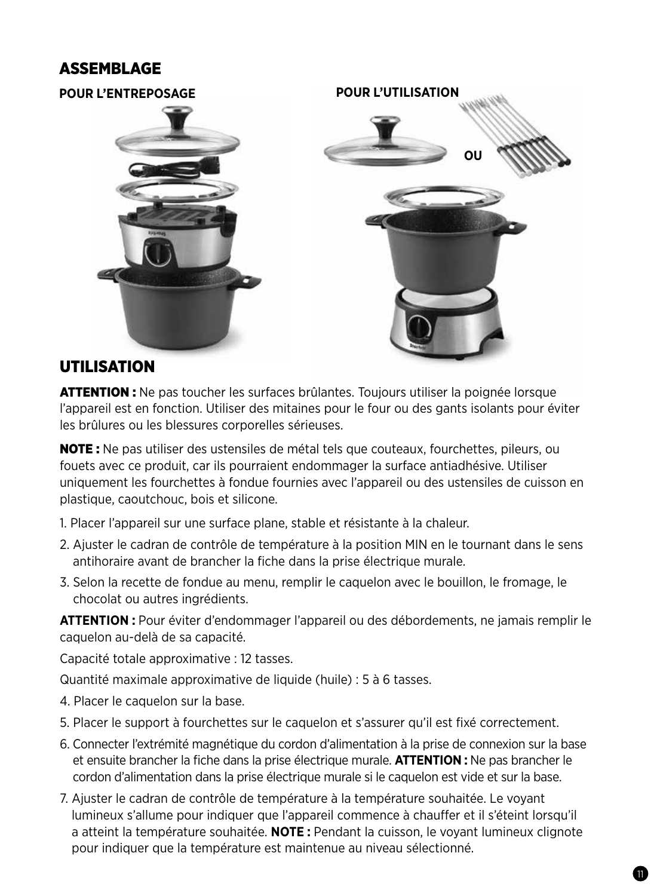## ASSEMBLAGE

**POUR L'ENTREPOSAGE**

**POUR L'UTILISATION**

**OU**

## UTILISATION

**ATTENTION :** Ne pas toucher les surfaces brûlantes. Toujours utiliser la poignée lorsque l'appareil est en fonction. Utiliser des mitaines pour le four ou des gants isolants pour éviter les brûlures ou les blessures corporelles sérieuses.

**NOTE :** Ne pas utiliser des ustensiles de métal tels que couteaux, fourchettes, pileurs, ou fouets avec ce produit, car ils pourraient endommager la surface antiadhésive. Utiliser uniquement les fourchettes à fondue fournies avec l'appareil ou des ustensiles de cuisson en plastique, caoutchouc, bois et silicone.

1. Placer l'appareil sur une surface plane, stable et résistante à la chaleur.
2. Ajuster le cadran de contrôle de température à la position MIN en le tournant dans le sens antihoraire avant de brancher la fiche dans la prise électrique murale.
3. Selon la recette de fondue au menu, remplir le caquelon avec le bouillon, le fromage, le chocolat ou autres ingrédients.

**ATTENTION :** Pour éviter d'endommager l'appareil ou des débordements, ne jamais remplir le caquelon au-delà de sa capacité.

Capacité totale approximative : 12 tasses.

Quantité maximale approximative de liquide (huile) : 5 à 6 tasses.

4. Placer le caquelon sur la base.
5. Placer le support à fourchettes sur le caquelon et s'assurer qu'il est fixé correctement.
6. Connecter l'extrémité magnétique du cordon d'alimentation à la prise de connexion sur la base et ensuite brancher la fiche dans la prise électrique murale. **ATTENTION :** Ne pas brancher le cordon d'alimentation dans la prise électrique murale si le caquelon est vide et sur la base.
7. Ajuster le cadran de contrôle de température à la température souhaitée. Le voyant lumineux s'allume pour indiquer que l'appareil commence à chauffer et il s'éteint lorsqu'il a atteint la température souhaitée. **NOTE :** Pendant la cuisson, le voyant lumineux clignote pour indiquer que la température est maintenue au niveau sélectionné.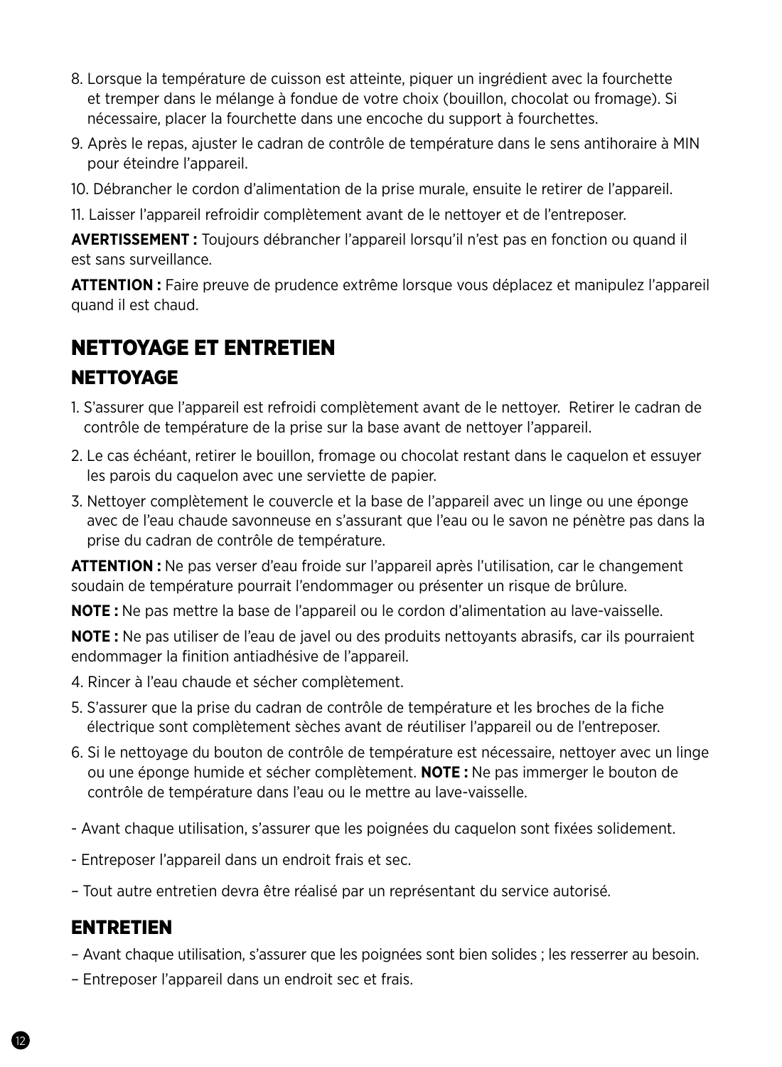8. Lorsque la température de cuisson est atteinte, piquer un ingrédient avec la fourchette et tremper dans le mélange à fondue de votre choix (bouillon, chocolat ou fromage). Si nécessaire, placer la fourchette dans une encoche du support à fourchettes.
9. Après le repas, ajuster le cadran de contrôle de température dans le sens antihoraire à MIN pour éteindre l'appareil.
10. Débrancher le cordon d'alimentation de la prise murale, ensuite le retirer de l'appareil.
11. Laisser l'appareil refroidir complètement avant de le nettoyer et de l'entreposer.

**AVERTISSEMENT :** Toujours débrancher l'appareil lorsqu'il n'est pas en fonction ou quand il est sans surveillance.

**ATTENTION :** Faire preuve de prudence extrême lorsque vous déplacez et manipulez l'appareil quand il est chaud.

# NETTOYAGE ET ENTRETIEN

## NETTOYAGE

1. S'assurer que l'appareil est refroidi complètement avant de le nettoyer. Retirer le cadran de contrôle de température de la prise sur la base avant de nettoyer l'appareil.
2. Le cas échéant, retirer le bouillon, fromage ou chocolat restant dans le caquelon et essuyer les parois du caquelon avec une serviette de papier.
3. Nettoyer complètement le couvercle et la base de l'appareil avec un linge ou une éponge avec de l'eau chaude savonneuse en s'assurant que l'eau ou le savon ne pénètre pas dans la prise du cadran de contrôle de température.

**ATTENTION :** Ne pas verser d'eau froide sur l'appareil après l'utilisation, car le changement soudain de température pourrait l'endommager ou présenter un risque de brûlure.

**NOTE :** Ne pas mettre la base de l'appareil ou le cordon d'alimentation au lave-vaisselle.

**NOTE :** Ne pas utiliser de l'eau de javel ou des produits nettoyants abrasifs, car ils pourraient endommager la finition antiadhésive de l'appareil.

4. Rincer à l'eau chaude et sécher complètement.
5. S'assurer que la prise du cadran de contrôle de température et les broches de la fiche électrique sont complètement sèches avant de réutiliser l'appareil ou de l'entreposer.
6. Si le nettoyage du bouton de contrôle de température est nécessaire, nettoyer avec un linge ou une éponge humide et sécher complètement. **NOTE :** Ne pas immerger le bouton de contrôle de température dans l'eau ou le mettre au lave-vaisselle.

- Avant chaque utilisation, s'assurer que les poignées du caquelon sont fixées solidement.
- Entreposer l'appareil dans un endroit frais et sec.
- Tout autre entretien devra être réalisé par un représentant du service autorisé.

## ENTRETIEN

- Avant chaque utilisation, s'assurer que les poignées sont bien solides ; les resserrer au besoin.
- Entreposer l'appareil dans un endroit sec et frais.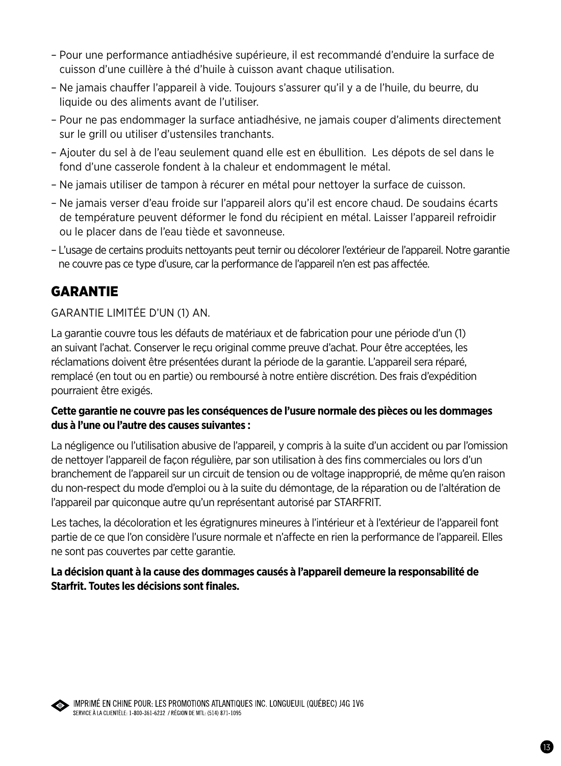- Pour une performance antiadhésive supérieure, il est recommandé d'enduire la surface de cuisson d'une cuillère à thé d'huile à cuisson avant chaque utilisation.
- Ne jamais chauffer l'appareil à vide. Toujours s'assurer qu'il y a de l'huile, du beurre, du liquide ou des aliments avant de l'utiliser.
- Pour ne pas endommager la surface antiadhésive, ne jamais couper d'aliments directement sur le grill ou utiliser d'ustensiles tranchants.
- Ajouter du sel à de l'eau seulement quand elle est en ébullition. Les dépots de sel dans le fond d'une casserole fondent à la chaleur et endommagent le métal.
- Ne jamais utiliser de tampon à récurer en métal pour nettoyer la surface de cuisson.
- Ne jamais verser d'eau froide sur l'appareil alors qu'il est encore chaud. De soudains écarts de température peuvent déformer le fond du récipient en métal. Laisser l'appareil refroidir ou le placer dans de l'eau tiède et savonneuse.
- L'usage de certains produits nettoyants peut ternir ou décolorer l'extérieur de l'appareil. Notre garantie ne couvre pas ce type d'usure, car la performance de l'appareil n'en est pas affectée.

## GARANTIE

GARANTIE LIMITÉE D'UN (1) AN.

La garantie couvre tous les défauts de matériaux et de fabrication pour une période d'un (1) an suivant l'achat. Conserver le reçu original comme preuve d'achat. Pour être acceptées, les réclamations doivent être présentées durant la période de la garantie. L'appareil sera réparé, remplacé (en tout ou en partie) ou remboursé à notre entière discrétion. Des frais d'expédition pourraient être exigés.

**Cette garantie ne couvre pas les conséquences de l'usure normale des pièces ou les dommages dus à l'une ou l'autre des causes suivantes :**

La négligence ou l'utilisation abusive de l'appareil, y compris à la suite d'un accident ou par l'omission de nettoyer l'appareil de façon régulière, par son utilisation à des fins commerciales ou lors d'un branchement de l'appareil sur un circuit de tension ou de voltage inapproprié, de même qu'en raison du non-respect du mode d'emploi ou à la suite du démontage, de la réparation ou de l'altération de l'appareil par quiconque autre qu'un représentant autorisé par STARFRIT.

Les taches, la décoloration et les égratignures mineures à l'intérieur et à l'extérieur de l'appareil font partie de ce que l'on considère l'usure normale et n'affecte en rien la performance de l'appareil. Elles ne sont pas couvertes par cette garantie.

**La décision quant à la cause des dommages causés à l'appareil demeure la responsabilité de Starfrit. Toutes les décisions sont finales.**

IMPRIMÉ EN CHINE POUR: LES PROMOTIONS ATLANTIQUES INC. LONGUEUIL (QUÉBEC) J4G 1V6
SERVICE À LA CLIENTÈLE: 1-800-361-6232 / RÉGION DE MTL: (514) 871-1095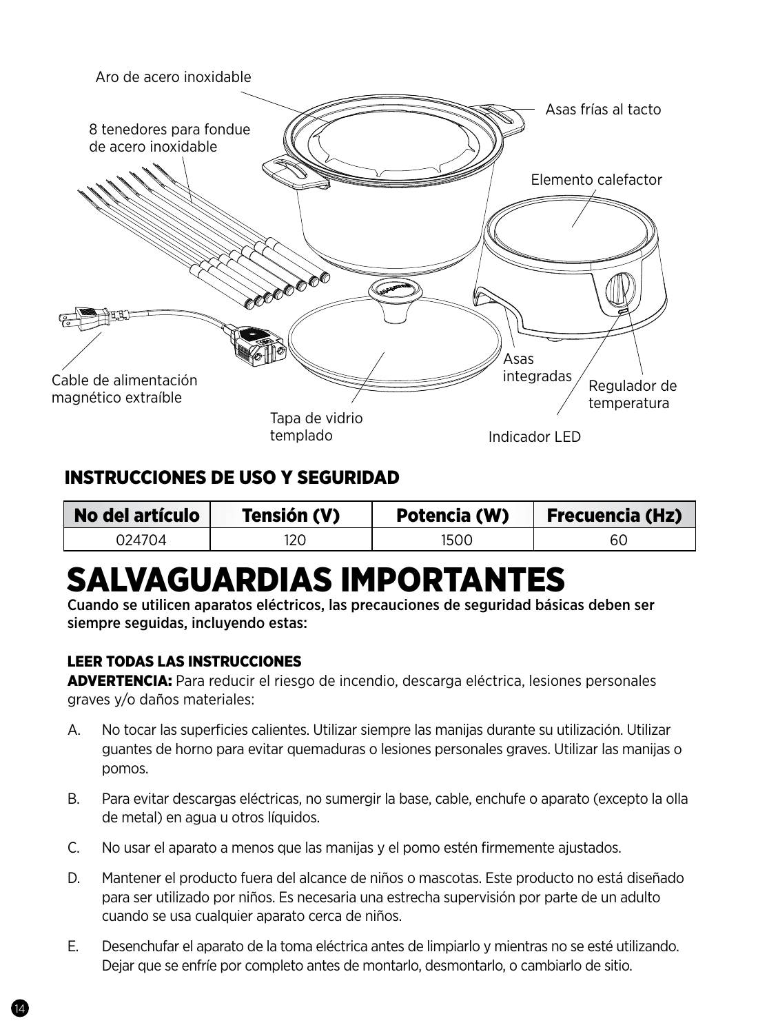Aro de acero inoxidable

Asas frías al tacto

8 tenedores para fondue de acero inoxidable

Elemento calefactor

Cable de alimentación magnético extraíble

Tapa de vidrio templado

Asas integradas

Regulador de temperatura

Indicador LED

## INSTRUCCIONES DE USO Y SEGURIDAD

| No del artículo | Tensión (V) | Potencia (W) | Frecuencia (Hz) |
|---|---|---|---|
| 024704 | 120 | 1500 | 60 |

# SALVAGUARDIAS IMPORTANTES

**Cuando se utilicen aparatos eléctricos, las precauciones de seguridad básicas deben ser siempre seguidas, incluyendo estas:**

### LEER TODAS LAS INSTRUCCIONES

**ADVERTENCIA:** Para reducir el riesgo de incendio, descarga eléctrica, lesiones personales graves y/o daños materiales:

A. No tocar las superficies calientes. Utilizar siempre las manijas durante su utilización. Utilizar guantes de horno para evitar quemaduras o lesiones personales graves. Utilizar las manijas o pomos.

B. Para evitar descargas eléctricas, no sumergir la base, cable, enchufe o aparato (excepto la olla de metal) en agua u otros líquidos.

C. No usar el aparato a menos que las manijas y el pomo estén firmemente ajustados.

D. Mantener el producto fuera del alcance de niños o mascotas. Este producto no está diseñado para ser utilizado por niños. Es necesaria una estrecha supervisión por parte de un adulto cuando se usa cualquier aparato cerca de niños.

E. Desenchufar el aparato de la toma eléctrica antes de limpiarlo y mientras no se esté utilizando. Dejar que se enfríe por completo antes de montarlo, desmontarlo, o cambiarlo de sitio.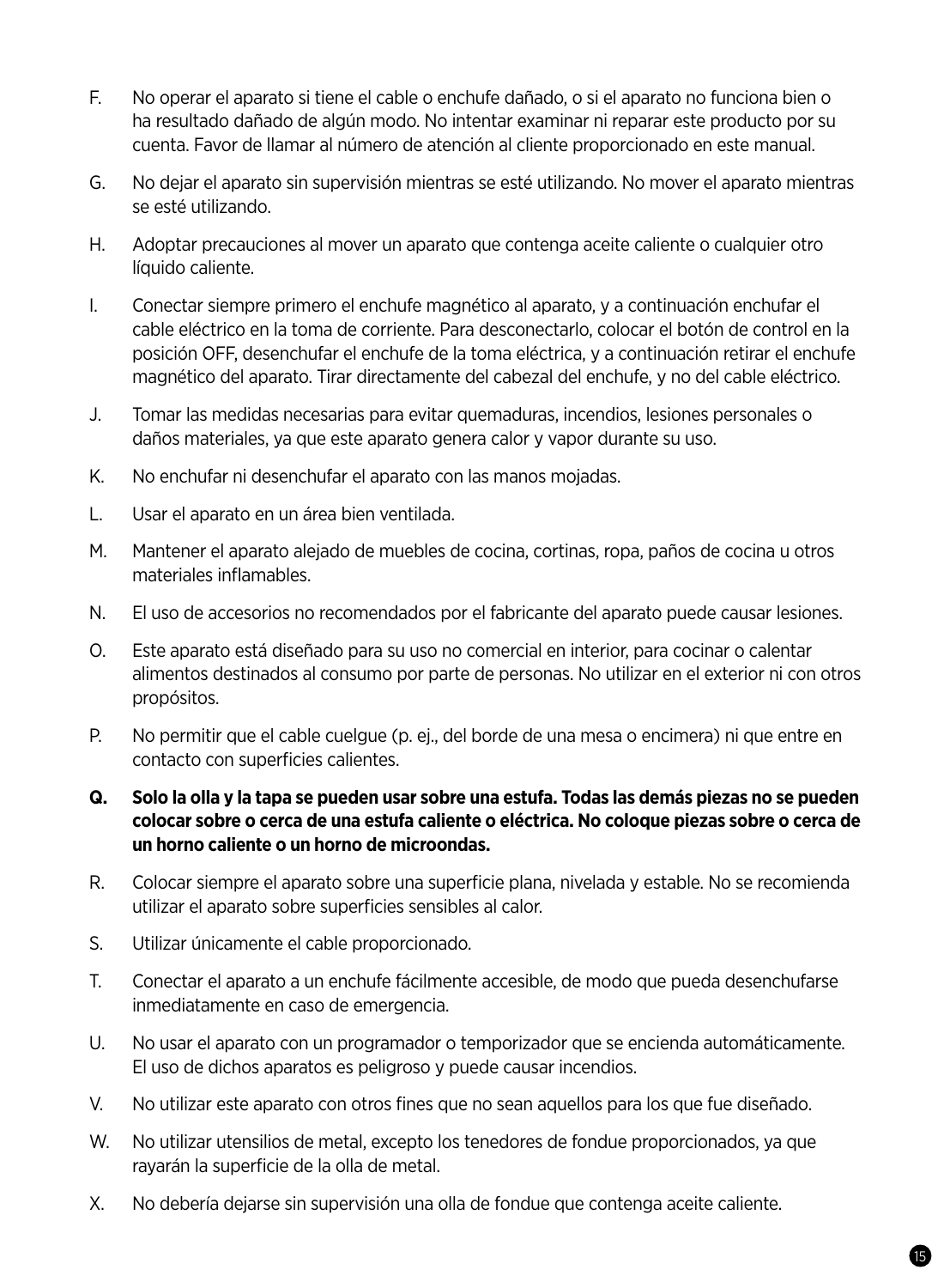F. No operar el aparato si tiene el cable o enchufe dañado, o si el aparato no funciona bien o ha resultado dañado de algún modo. No intentar examinar ni reparar este producto por su cuenta. Favor de llamar al número de atención al cliente proporcionado en este manual.

G. No dejar el aparato sin supervisión mientras se esté utilizando. No mover el aparato mientras se esté utilizando.

H. Adoptar precauciones al mover un aparato que contenga aceite caliente o cualquier otro líquido caliente.

I. Conectar siempre primero el enchufe magnético al aparato, y a continuación enchufar el cable eléctrico en la toma de corriente. Para desconectarlo, colocar el botón de control en la posición OFF, desenchufar el enchufe de la toma eléctrica, y a continuación retirar el enchufe magnético del aparato. Tirar directamente del cabezal del enchufe, y no del cable eléctrico.

J. Tomar las medidas necesarias para evitar quemaduras, incendios, lesiones personales o daños materiales, ya que este aparato genera calor y vapor durante su uso.

K. No enchufar ni desenchufar el aparato con las manos mojadas.

L. Usar el aparato en un área bien ventilada.

M. Mantener el aparato alejado de muebles de cocina, cortinas, ropa, paños de cocina u otros materiales inflamables.

N. El uso de accesorios no recomendados por el fabricante del aparato puede causar lesiones.

O. Este aparato está diseñado para su uso no comercial en interior, para cocinar o calentar alimentos destinados al consumo por parte de personas. No utilizar en el exterior ni con otros propósitos.

P. No permitir que el cable cuelgue (p. ej., del borde de una mesa o encimera) ni que entre en contacto con superficies calientes.

**Q. Solo la olla y la tapa se pueden usar sobre una estufa. Todas las demás piezas no se pueden colocar sobre o cerca de una estufa caliente o eléctrica. No coloque piezas sobre o cerca de un horno caliente o un horno de microondas.**

R. Colocar siempre el aparato sobre una superficie plana, nivelada y estable. No se recomienda utilizar el aparato sobre superficies sensibles al calor.

S. Utilizar únicamente el cable proporcionado.

T. Conectar el aparato a un enchufe fácilmente accesible, de modo que pueda desenchufarse inmediatamente en caso de emergencia.

U. No usar el aparato con un programador o temporizador que se encienda automáticamente. El uso de dichos aparatos es peligroso y puede causar incendios.

V. No utilizar este aparato con otros fines que no sean aquellos para los que fue diseñado.

W. No utilizar utensilios de metal, excepto los tenedores de fondue proporcionados, ya que rayarán la superficie de la olla de metal.

X. No debería dejarse sin supervisión una olla de fondue que contenga aceite caliente.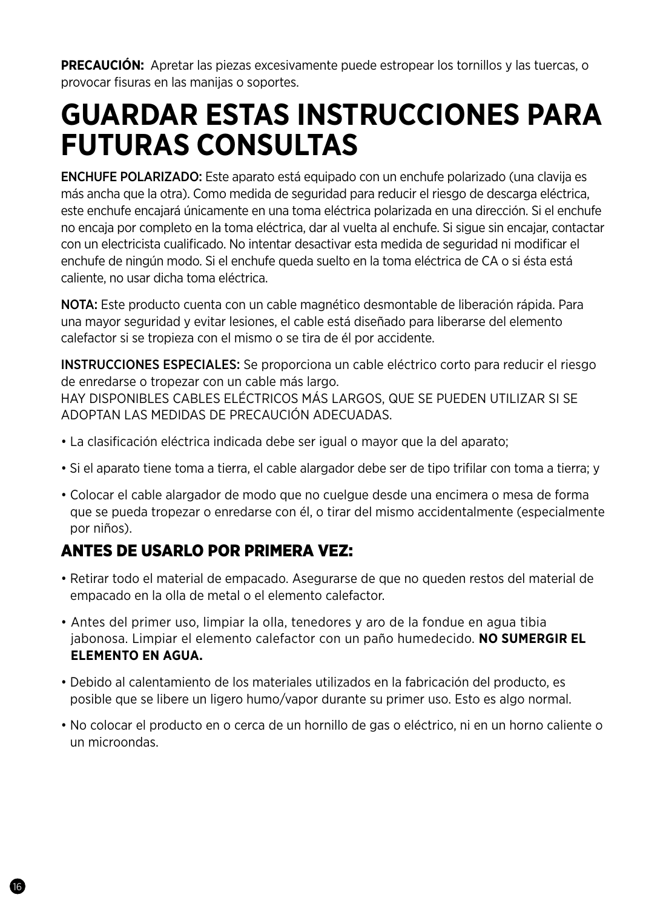**PRECAUCIÓN:** Apretar las piezas excesivamente puede estropear los tornillos y las tuercas, o provocar fisuras en las manijas o soportes.

# GUARDAR ESTAS INSTRUCCIONES PARA FUTURAS CONSULTAS

**ENCHUFE POLARIZADO:** Este aparato está equipado con un enchufe polarizado (una clavija es más ancha que la otra). Como medida de seguridad para reducir el riesgo de descarga eléctrica, este enchufe encajará únicamente en una toma eléctrica polarizada en una dirección. Si el enchufe no encaja por completo en la toma eléctrica, dar al vuelta al enchufe. Si sigue sin encajar, contactar con un electricista cualificado. No intentar desactivar esta medida de seguridad ni modificar el enchufe de ningún modo. Si el enchufe queda suelto en la toma eléctrica de CA o si ésta está caliente, no usar dicha toma eléctrica.

**NOTA:** Este producto cuenta con un cable magnético desmontable de liberación rápida. Para una mayor seguridad y evitar lesiones, el cable está diseñado para liberarse del elemento calefactor si se tropieza con el mismo o se tira de él por accidente.

**INSTRUCCIONES ESPECIALES:** Se proporciona un cable eléctrico corto para reducir el riesgo de enredarse o tropezar con un cable más largo.
HAY DISPONIBLES CABLES ELÉCTRICOS MÁS LARGOS, QUE SE PUEDEN UTILIZAR SI SE ADOPTAN LAS MEDIDAS DE PRECAUCIÓN ADECUADAS.

- La clasificación eléctrica indicada debe ser igual o mayor que la del aparato;
- Si el aparato tiene toma a tierra, el cable alargador debe ser de tipo trifilar con toma a tierra; y
- Colocar el cable alargador de modo que no cuelgue desde una encimera o mesa de forma que se pueda tropezar o enredarse con él, o tirar del mismo accidentalmente (especialmente por niños).

## ANTES DE USARLO POR PRIMERA VEZ:

- Retirar todo el material de empacado. Asegurarse de que no queden restos del material de empacado en la olla de metal o el elemento calefactor.
- Antes del primer uso, limpiar la olla, tenedores y aro de la fondue en agua tibia jabonosa. Limpiar el elemento calefactor con un paño humedecido. **NO SUMERGIR EL ELEMENTO EN AGUA.**
- Debido al calentamiento de los materiales utilizados en la fabricación del producto, es posible que se libere un ligero humo/vapor durante su primer uso. Esto es algo normal.
- No colocar el producto en o cerca de un hornillo de gas o eléctrico, ni en un horno caliente o un microondas.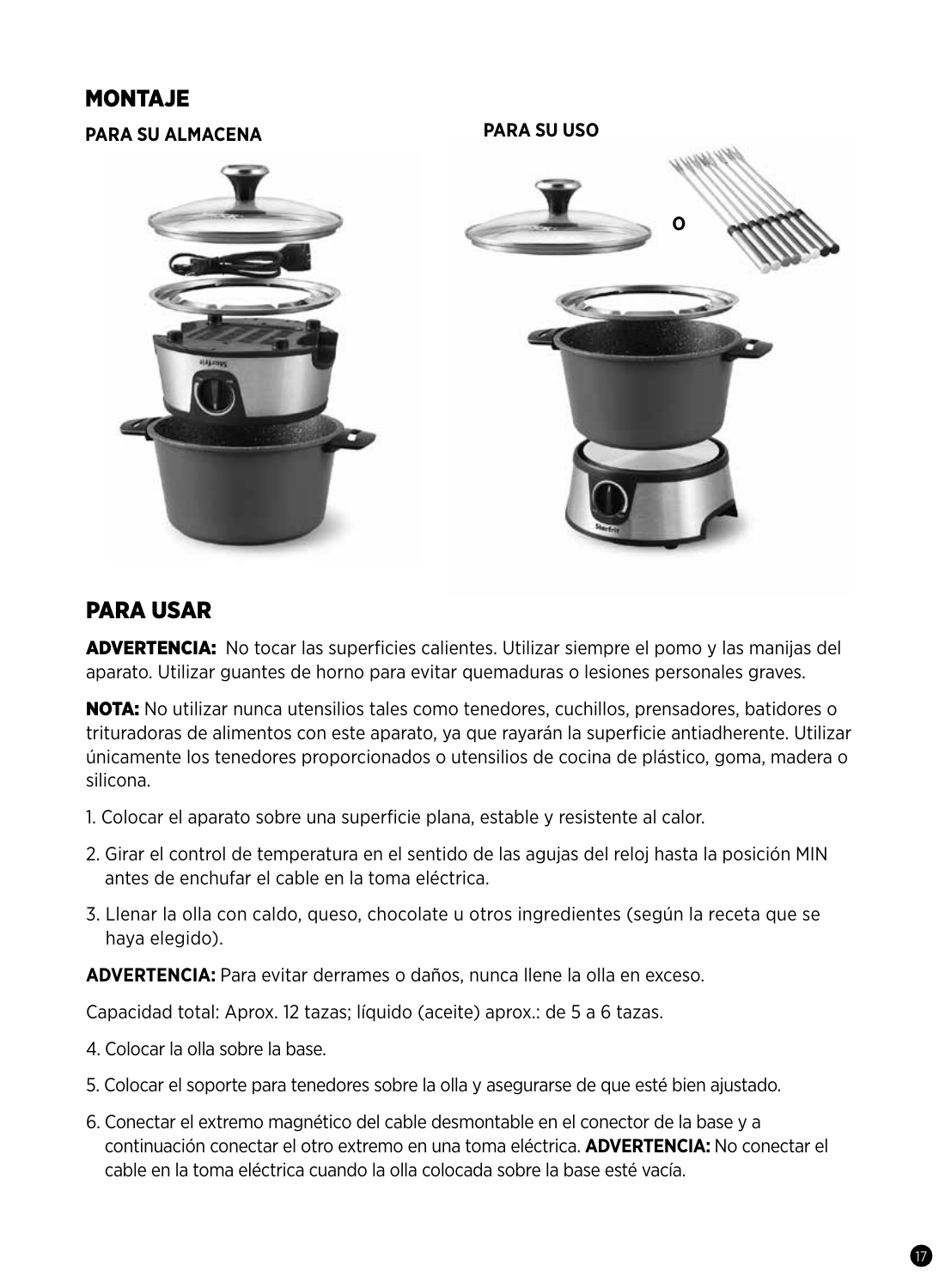## MONTAJE

**PARA SU ALMACENA**

**PARA SU USO**

O

## PARA USAR

**ADVERTENCIA:** No tocar las superficies calientes. Utilizar siempre el pomo y las manijas del aparato. Utilizar guantes de horno para evitar quemaduras o lesiones personales graves.

**NOTA:** No utilizar nunca utensilios tales como tenedores, cuchillos, prensadores, batidores o trituradoras de alimentos con este aparato, ya que rayarán la superficie antiadherente. Utilizar únicamente los tenedores proporcionados o utensilios de cocina de plástico, goma, madera o silicona.

1. Colocar el aparato sobre una superficie plana, estable y resistente al calor.
2. Girar el control de temperatura en el sentido de las agujas del reloj hasta la posición MIN antes de enchufar el cable en la toma eléctrica.
3. Llenar la olla con caldo, queso, chocolate u otros ingredientes (según la receta que se haya elegido).

**ADVERTENCIA:** Para evitar derrames o daños, nunca llene la olla en exceso.

Capacidad total: Aprox. 12 tazas; líquido (aceite) aprox.: de 5 a 6 tazas.

4. Colocar la olla sobre la base.
5. Colocar el soporte para tenedores sobre la olla y asegurarse de que esté bien ajustado.
6. Conectar el extremo magnético del cable desmontable en el conector de la base y a continuación conectar el otro extremo en una toma eléctrica. **ADVERTENCIA:** No conectar el cable en la toma eléctrica cuando la olla colocada sobre la base esté vacía.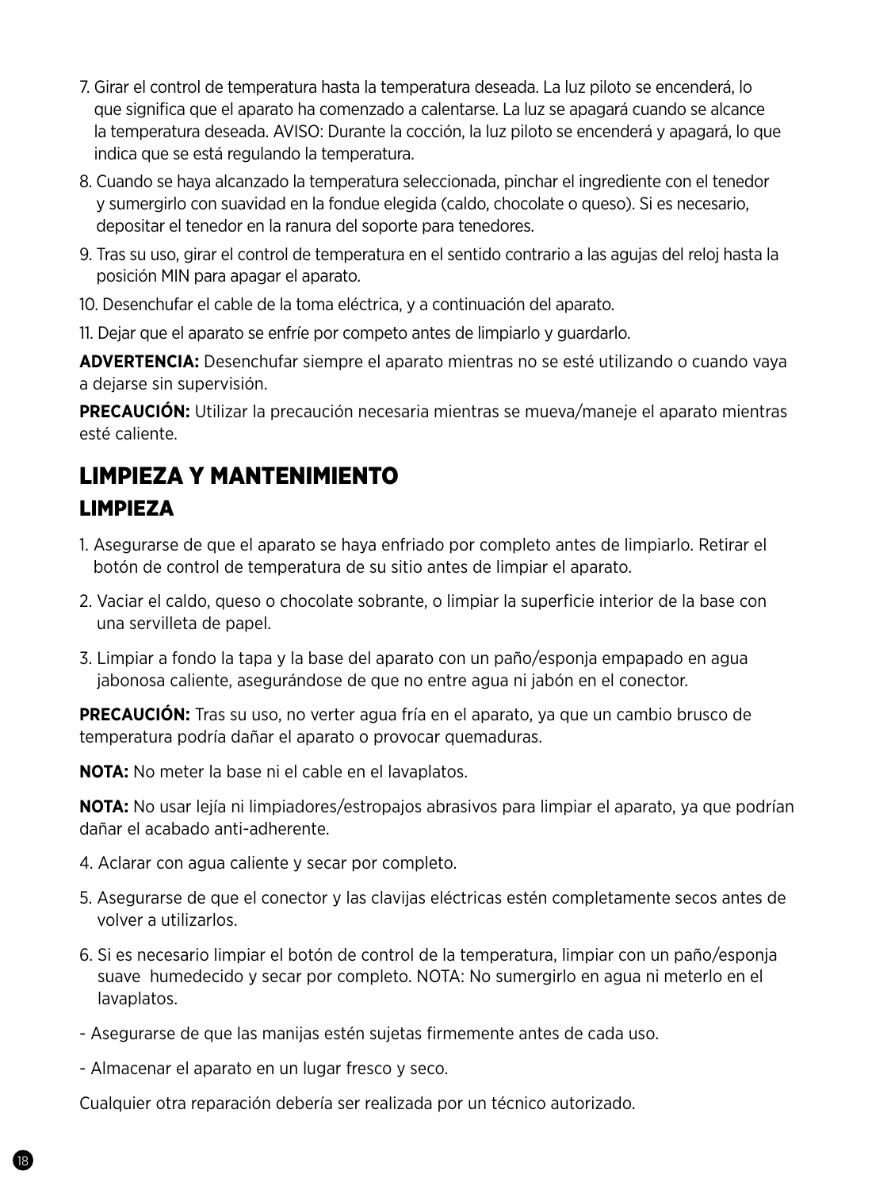7. Girar el control de temperatura hasta la temperatura deseada. La luz piloto se encenderá, lo que significa que el aparato ha comenzado a calentarse. La luz se apagará cuando se alcance la temperatura deseada. AVISO: Durante la cocción, la luz piloto se encenderá y apagará, lo que indica que se está regulando la temperatura.
8. Cuando se haya alcanzado la temperatura seleccionada, pinchar el ingrediente con el tenedor y sumergirlo con suavidad en la fondue elegida (caldo, chocolate o queso). Si es necesario, depositar el tenedor en la ranura del soporte para tenedores.
9. Tras su uso, girar el control de temperatura en el sentido contrario a las agujas del reloj hasta la posición MIN para apagar el aparato.
10. Desenchufar el cable de la toma eléctrica, y a continuación del aparato.
11. Dejar que el aparato se enfríe por competo antes de limpiarlo y guardarlo.

**ADVERTENCIA:** Desenchufar siempre el aparato mientras no se esté utilizando o cuando vaya a dejarse sin supervisión.

**PRECAUCIÓN:** Utilizar la precaución necesaria mientras se mueva/maneje el aparato mientras esté caliente.

# LIMPIEZA Y MANTENIMIENTO

## LIMPIEZA

1. Asegurarse de que el aparato se haya enfriado por completo antes de limpiarlo. Retirar el botón de control de temperatura de su sitio antes de limpiar el aparato.
2. Vaciar el caldo, queso o chocolate sobrante, o limpiar la superficie interior de la base con una servilleta de papel.
3. Limpiar a fondo la tapa y la base del aparato con un paño/esponja empapado en agua jabonosa caliente, asegurándose de que no entre agua ni jabón en el conector.

**PRECAUCIÓN:** Tras su uso, no verter agua fría en el aparato, ya que un cambio brusco de temperatura podría dañar el aparato o provocar quemaduras.

**NOTA:** No meter la base ni el cable en el lavaplatos.

**NOTA:** No usar lejía ni limpiadores/estropajos abrasivos para limpiar el aparato, ya que podrían dañar el acabado anti-adherente.

4. Aclarar con agua caliente y secar por completo.
5. Asegurarse de que el conector y las clavijas eléctricas estén completamente secos antes de volver a utilizarlos.
6. Si es necesario limpiar el botón de control de la temperatura, limpiar con un paño/esponja suave humedecido y secar por completo. NOTA: No sumergirlo en agua ni meterlo en el lavaplatos.

- Asegurarse de que las manijas estén sujetas firmemente antes de cada uso.
- Almacenar el aparato en un lugar fresco y seco.

Cualquier otra reparación debería ser realizada por un técnico autorizado.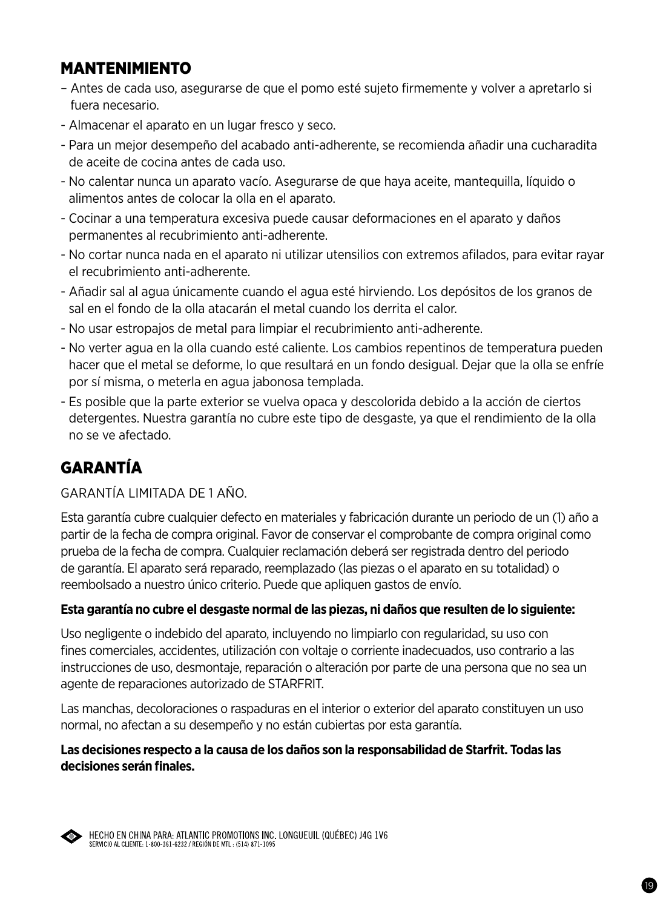## MANTENIMIENTO

- Antes de cada uso, asegurarse de que el pomo esté sujeto firmemente y volver a apretarlo si fuera necesario.
- Almacenar el aparato en un lugar fresco y seco.
- Para un mejor desempeño del acabado anti-adherente, se recomienda añadir una cucharadita de aceite de cocina antes de cada uso.
- No calentar nunca un aparato vacío. Asegurarse de que haya aceite, mantequilla, líquido o alimentos antes de colocar la olla en el aparato.
- Cocinar a una temperatura excesiva puede causar deformaciones en el aparato y daños permanentes al recubrimiento anti-adherente.
- No cortar nunca nada en el aparato ni utilizar utensilios con extremos afilados, para evitar rayar el recubrimiento anti-adherente.
- Añadir sal al agua únicamente cuando el agua esté hirviendo. Los depósitos de los granos de sal en el fondo de la olla atacarán el metal cuando los derrita el calor.
- No usar estropajos de metal para limpiar el recubrimiento anti-adherente.
- No verter agua en la olla cuando esté caliente. Los cambios repentinos de temperatura pueden hacer que el metal se deforme, lo que resultará en un fondo desigual. Dejar que la olla se enfríe por sí misma, o meterla en agua jabonosa templada.
- Es posible que la parte exterior se vuelva opaca y descolorida debido a la acción de ciertos detergentes. Nuestra garantía no cubre este tipo de desgaste, ya que el rendimiento de la olla no se ve afectado.

## GARANTÍA

GARANTÍA LIMITADA DE 1 AÑO.

Esta garantía cubre cualquier defecto en materiales y fabricación durante un periodo de un (1) año a partir de la fecha de compra original. Favor de conservar el comprobante de compra original como prueba de la fecha de compra. Cualquier reclamación deberá ser registrada dentro del periodo de garantía. El aparato será reparado, reemplazado (las piezas o el aparato en su totalidad) o reembolsado a nuestro único criterio. Puede que apliquen gastos de envío.

**Esta garantía no cubre el desgaste normal de las piezas, ni daños que resulten de lo siguiente:**

Uso negligente o indebido del aparato, incluyendo no limpiarlo con regularidad, su uso con fines comerciales, accidentes, utilización con voltaje o corriente inadecuados, uso contrario a las instrucciones de uso, desmontaje, reparación o alteración por parte de una persona que no sea un agente de reparaciones autorizado de STARFRIT.

Las manchas, decoloraciones o raspaduras en el interior o exterior del aparato constituyen un uso normal, no afectan a su desempeño y no están cubiertas por esta garantía.

**Las decisiones respecto a la causa de los daños son la responsabilidad de Starfrit. Todas las decisiones serán finales.**

HECHO EN CHINA PARA: ATLANTIC PROMOTIONS INC. LONGUEUIL (QUÉBEC) J4G 1V6
SERVICIO AL CLIENTE: 1-800-361-6232 / REGIÓN DE MTL : (514) 871-1095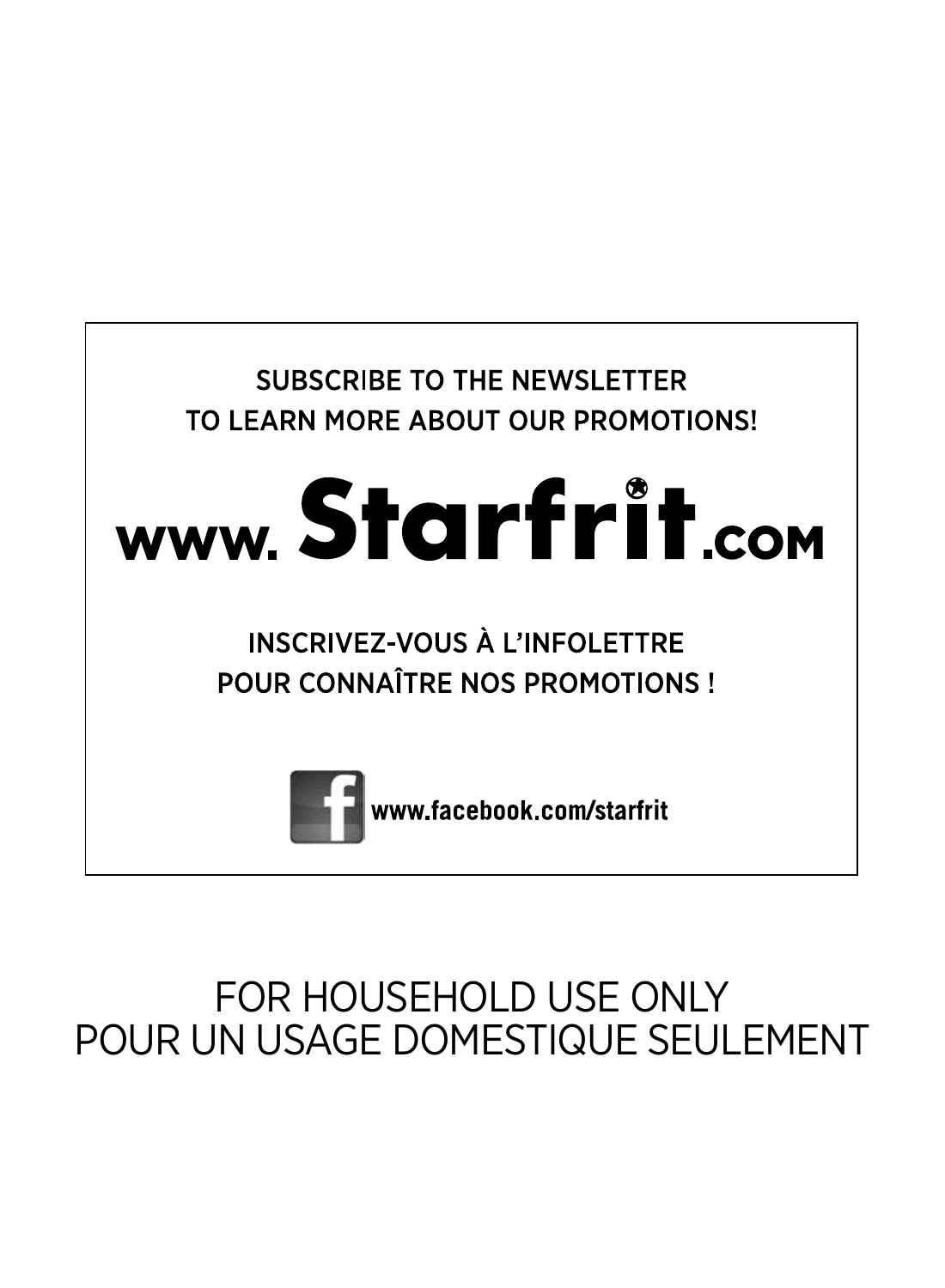SUBSCRIBE TO THE NEWSLETTER
TO LEARN MORE ABOUT OUR PROMOTIONS!

www.Starfrit.com

INSCRIVEZ-VOUS À L'INFOLETTRE
POUR CONNAÎTRE NOS PROMOTIONS !

www.facebook.com/starfrit

FOR HOUSEHOLD USE ONLY
POUR UN USAGE DOMESTIQUE SEULEMENT